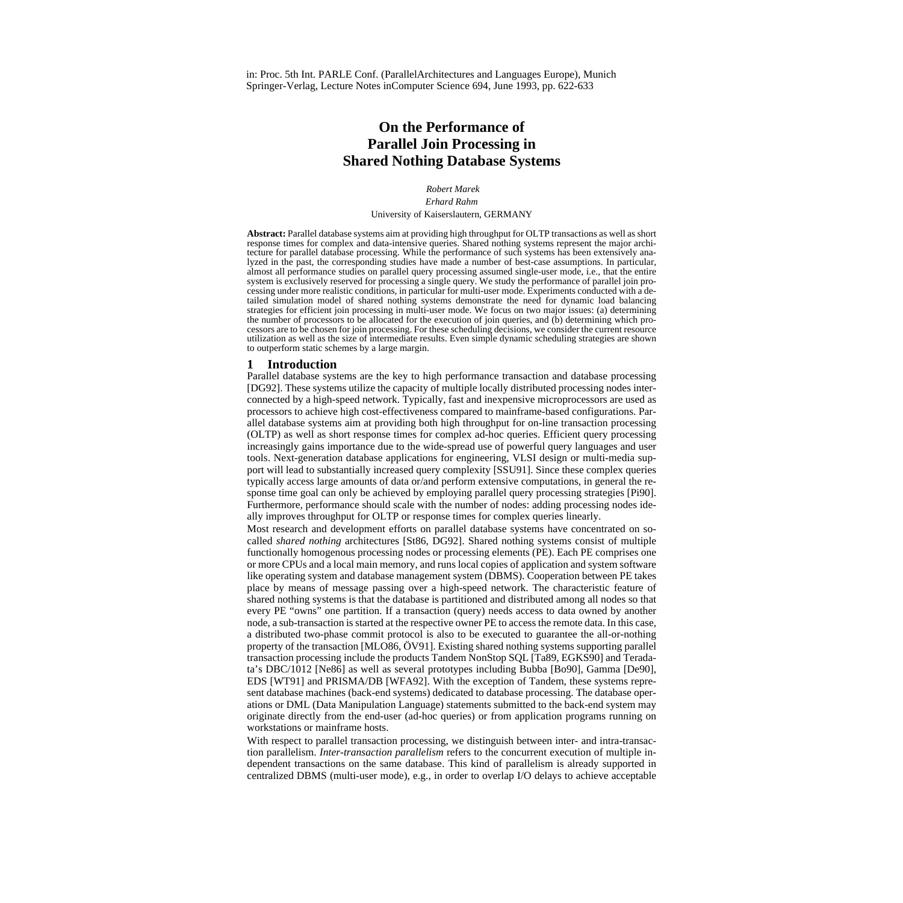in: Proc. 5th Int. PARLE Conf. (ParallelArchitectures and Languages Europe), Munich
Springer-Verlag, Lecture Notes inComputer Science 694, June 1993, pp. 622-633

# On the Performance of Parallel Join Processing in Shared Nothing Database Systems

*Robert Marek*

*Erhard Rahm*

University of Kaiserslautern, GERMANY

**Abstract:** Parallel database systems aim at providing high throughput for OLTP transactions as well as short response times for complex and data-intensive queries. Shared nothing systems represent the major architecture for parallel database processing. While the performance of such systems has been extensively analyzed in the past, the corresponding studies have made a number of best-case assumptions. In particular, almost all performance studies on parallel query processing assumed single-user mode, i.e., that the entire system is exclusively reserved for processing a single query. We study the performance of parallel join processing under more realistic conditions, in particular for multi-user mode. Experiments conducted with a detailed simulation model of shared nothing systems demonstrate the need for dynamic load balancing strategies for efficient join processing in multi-user mode. We focus on two major issues: (a) determining the number of processors to be allocated for the execution of join queries, and (b) determining which processors are to be chosen for join processing. For these scheduling decisions, we consider the current resource utilization as well as the size of intermediate results. Even simple dynamic scheduling strategies are shown to outperform static schemes by a large margin.

## 1 Introduction

Parallel database systems are the key to high performance transaction and database processing [DG92]. These systems utilize the capacity of multiple locally distributed processing nodes interconnected by a high-speed network. Typically, fast and inexpensive microprocessors are used as processors to achieve high cost-effectiveness compared to mainframe-based configurations. Parallel database systems aim at providing both high throughput for on-line transaction processing (OLTP) as well as short response times for complex ad-hoc queries. Efficient query processing increasingly gains importance due to the wide-spread use of powerful query languages and user tools. Next-generation database applications for engineering, VLSI design or multi-media support will lead to substantially increased query complexity [SSU91]. Since these complex queries typically access large amounts of data or/and perform extensive computations, in general the response time goal can only be achieved by employing parallel query processing strategies [Pi90]. Furthermore, performance should scale with the number of nodes: adding processing nodes ideally improves throughput for OLTP or response times for complex queries linearly.

Most research and development efforts on parallel database systems have concentrated on so-called *shared nothing* architectures [St86, DG92]. Shared nothing systems consist of multiple functionally homogenous processing nodes or processing elements (PE). Each PE comprises one or more CPUs and a local main memory, and runs local copies of application and system software like operating system and database management system (DBMS). Cooperation between PE takes place by means of message passing over a high-speed network. The characteristic feature of shared nothing systems is that the database is partitioned and distributed among all nodes so that every PE "owns" one partition. If a transaction (query) needs access to data owned by another node, a sub-transaction is started at the respective owner PE to access the remote data. In this case, a distributed two-phase commit protocol is also to be executed to guarantee the all-or-nothing property of the transaction [MLO86, ÖV91]. Existing shared nothing systems supporting parallel transaction processing include the products Tandem NonStop SQL [Ta89, EGKS90] and Teradata's DBC/1012 [Ne86] as well as several prototypes including Bubba [Bo90], Gamma [De90], EDS [WT91] and PRISMA/DB [WFA92]. With the exception of Tandem, these systems represent database machines (back-end systems) dedicated to database processing. The database operations or DML (Data Manipulation Language) statements submitted to the back-end system may originate directly from the end-user (ad-hoc queries) or from application programs running on workstations or mainframe hosts.

With respect to parallel transaction processing, we distinguish between inter- and intra-transaction parallelism. *Inter-transaction parallelism* refers to the concurrent execution of multiple independent transactions on the same database. This kind of parallelism is already supported in centralized DBMS (multi-user mode), e.g., in order to overlap I/O delays to achieve acceptable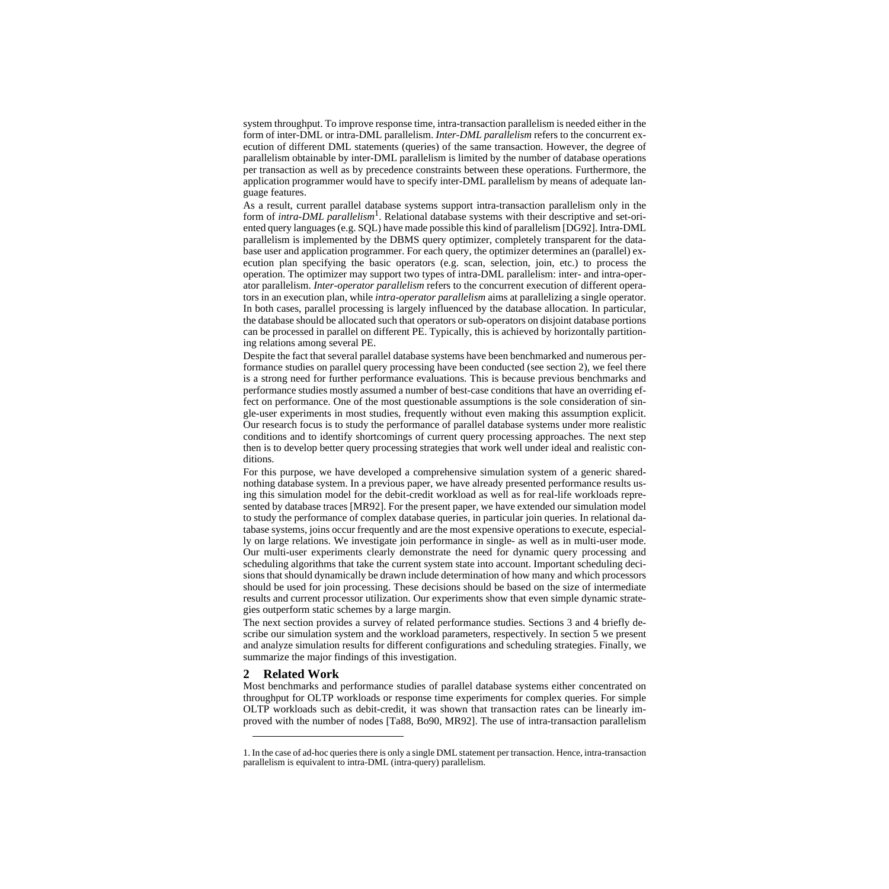system throughput. To improve response time, intra-transaction parallelism is needed either in the form of inter-DML or intra-DML parallelism. *Inter-DML parallelism* refers to the concurrent execution of different DML statements (queries) of the same transaction. However, the degree of parallelism obtainable by inter-DML parallelism is limited by the number of database operations per transaction as well as by precedence constraints between these operations. Furthermore, the application programmer would have to specify inter-DML parallelism by means of adequate language features.

As a result, current parallel database systems support intra-transaction parallelism only in the form of *intra-DML parallelism*[1]. Relational database systems with their descriptive and set-oriented query languages (e.g. SQL) have made possible this kind of parallelism [DG92]. Intra-DML parallelism is implemented by the DBMS query optimizer, completely transparent for the database user and application programmer. For each query, the optimizer determines an (parallel) execution plan specifying the basic operators (e.g. scan, selection, join, etc.) to process the operation. The optimizer may support two types of intra-DML parallelism: inter- and intra-operator parallelism. *Inter-operator parallelism* refers to the concurrent execution of different operators in an execution plan, while *intra-operator parallelism* aims at parallelizing a single operator. In both cases, parallel processing is largely influenced by the database allocation. In particular, the database should be allocated such that operators or sub-operators on disjoint database portions can be processed in parallel on different PE. Typically, this is achieved by horizontally partitioning relations among several PE.

Despite the fact that several parallel database systems have been benchmarked and numerous performance studies on parallel query processing have been conducted (see section 2), we feel there is a strong need for further performance evaluations. This is because previous benchmarks and performance studies mostly assumed a number of best-case conditions that have an overriding effect on performance. One of the most questionable assumptions is the sole consideration of single-user experiments in most studies, frequently without even making this assumption explicit. Our research focus is to study the performance of parallel database systems under more realistic conditions and to identify shortcomings of current query processing approaches. The next step then is to develop better query processing strategies that work well under ideal and realistic conditions.

For this purpose, we have developed a comprehensive simulation system of a generic shared-nothing database system. In a previous paper, we have already presented performance results using this simulation model for the debit-credit workload as well as for real-life workloads represented by database traces [MR92]. For the present paper, we have extended our simulation model to study the performance of complex database queries, in particular join queries. In relational database systems, joins occur frequently and are the most expensive operations to execute, especially on large relations. We investigate join performance in single- as well as in multi-user mode. Our multi-user experiments clearly demonstrate the need for dynamic query processing and scheduling algorithms that take the current system state into account. Important scheduling decisions that should dynamically be drawn include determination of how many and which processors should be used for join processing. These decisions should be based on the size of intermediate results and current processor utilization. Our experiments show that even simple dynamic strategies outperform static schemes by a large margin.

The next section provides a survey of related performance studies. Sections 3 and 4 briefly describe our simulation system and the workload parameters, respectively. In section 5 we present and analyze simulation results for different configurations and scheduling strategies. Finally, we summarize the major findings of this investigation.

## 2 Related Work

Most benchmarks and performance studies of parallel database systems either concentrated on throughput for OLTP workloads or response time experiments for complex queries. For simple OLTP workloads such as debit-credit, it was shown that transaction rates can be linearly improved with the number of nodes [Ta88, Bo90, MR92]. The use of intra-transaction parallelism

---

1. In the case of ad-hoc queries there is only a single DML statement per transaction. Hence, intra-transaction parallelism is equivalent to intra-DML (intra-query) parallelism.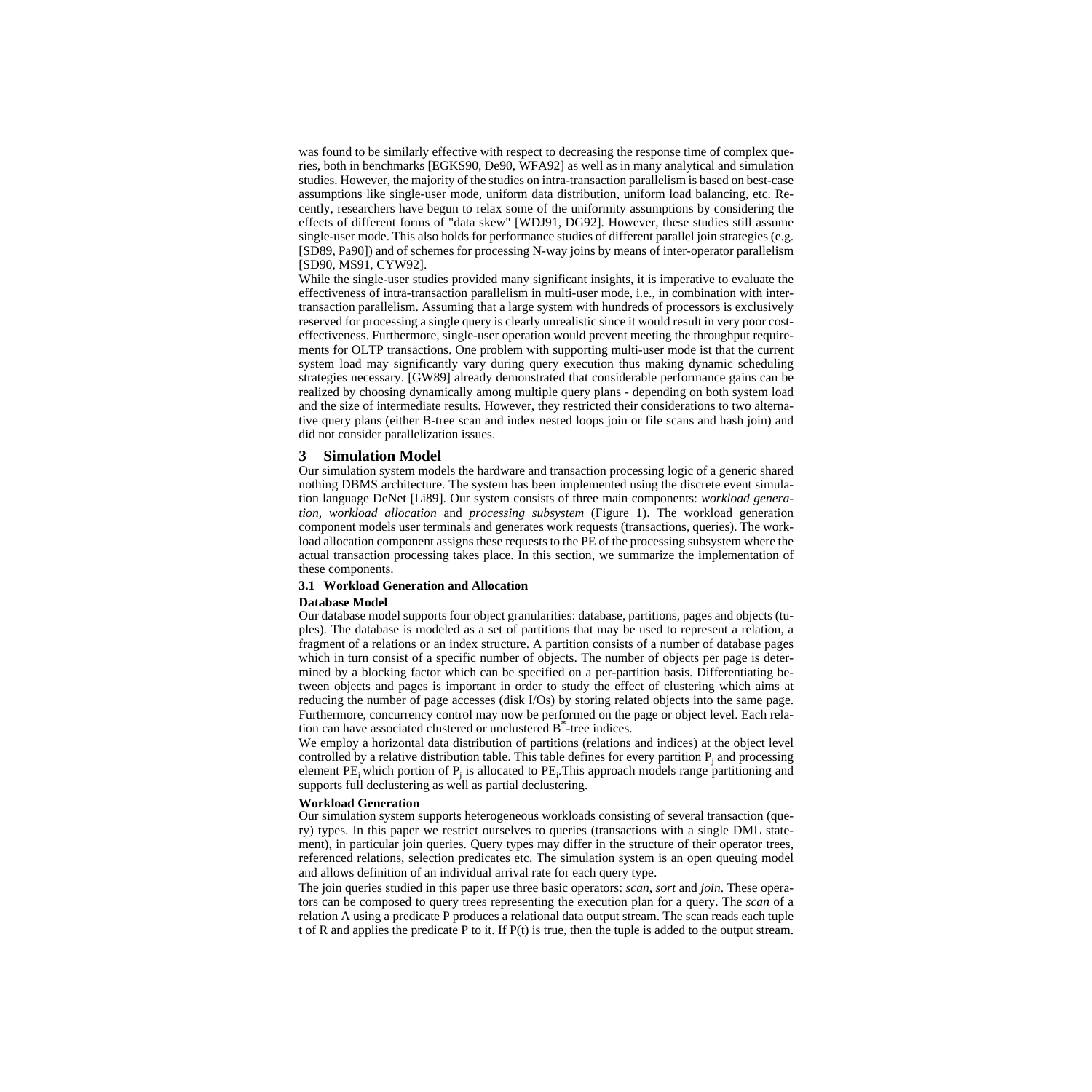was found to be similarly effective with respect to decreasing the response time of complex queries, both in benchmarks [EGKS90, De90, WFA92] as well as in many analytical and simulation studies. However, the majority of the studies on intra-transaction parallelism is based on best-case assumptions like single-user mode, uniform data distribution, uniform load balancing, etc. Recently, researchers have begun to relax some of the uniformity assumptions by considering the effects of different forms of "data skew" [WDJ91, DG92]. However, these studies still assume single-user mode. This also holds for performance studies of different parallel join strategies (e.g. [SD89, Pa90]) and of schemes for processing N-way joins by means of inter-operator parallelism [SD90, MS91, CYW92].

While the single-user studies provided many significant insights, it is imperative to evaluate the effectiveness of intra-transaction parallelism in multi-user mode, i.e., in combination with inter-transaction parallelism. Assuming that a large system with hundreds of processors is exclusively reserved for processing a single query is clearly unrealistic since it would result in very poor cost-effectiveness. Furthermore, single-user operation would prevent meeting the throughput requirements for OLTP transactions. One problem with supporting multi-user mode ist that the current system load may significantly vary during query execution thus making dynamic scheduling strategies necessary. [GW89] already demonstrated that considerable performance gains can be realized by choosing dynamically among multiple query plans - depending on both system load and the size of intermediate results. However, they restricted their considerations to two alternative query plans (either B-tree scan and index nested loops join or file scans and hash join) and did not consider parallelization issues.

## 3 Simulation Model

Our simulation system models the hardware and transaction processing logic of a generic shared nothing DBMS architecture. The system has been implemented using the discrete event simulation language DeNet [Li89]. Our system consists of three main components: *workload generation, workload allocation* and *processing subsystem* (Figure 1). The workload generation component models user terminals and generates work requests (transactions, queries). The workload allocation component assigns these requests to the PE of the processing subsystem where the actual transaction processing takes place. In this section, we summarize the implementation of these components.

### 3.1 Workload Generation and Allocation

**Database Model**

Our database model supports four object granularities: database, partitions, pages and objects (tuples). The database is modeled as a set of partitions that may be used to represent a relation, a fragment of a relations or an index structure. A partition consists of a number of database pages which in turn consist of a specific number of objects. The number of objects per page is determined by a blocking factor which can be specified on a per-partition basis. Differentiating between objects and pages is important in order to study the effect of clustering which aims at reducing the number of page accesses (disk I/Os) by storing related objects into the same page. Furthermore, concurrency control may now be performed on the page or object level. Each relation can have associated clustered or unclustered $B^*$-tree indices.

We employ a horizontal data distribution of partitions (relations and indices) at the object level controlled by a relative distribution table. This table defines for every partition $P_j$ and processing element $PE_i$ which portion of $P_j$ is allocated to $PE_i$.This approach models range partitioning and supports full declustering as well as partial declustering.

**Workload Generation**

Our simulation system supports heterogeneous workloads consisting of several transaction (query) types. In this paper we restrict ourselves to queries (transactions with a single DML statement), in particular join queries. Query types may differ in the structure of their operator trees, referenced relations, selection predicates etc. The simulation system is an open queuing model and allows definition of an individual arrival rate for each query type.

The join queries studied in this paper use three basic operators: *scan*, *sort* and *join*. These operators can be composed to query trees representing the execution plan for a query. The *scan* of a relation A using a predicate P produces a relational data output stream. The scan reads each tuple t of R and applies the predicate P to it. If P(t) is true, then the tuple is added to the output stream.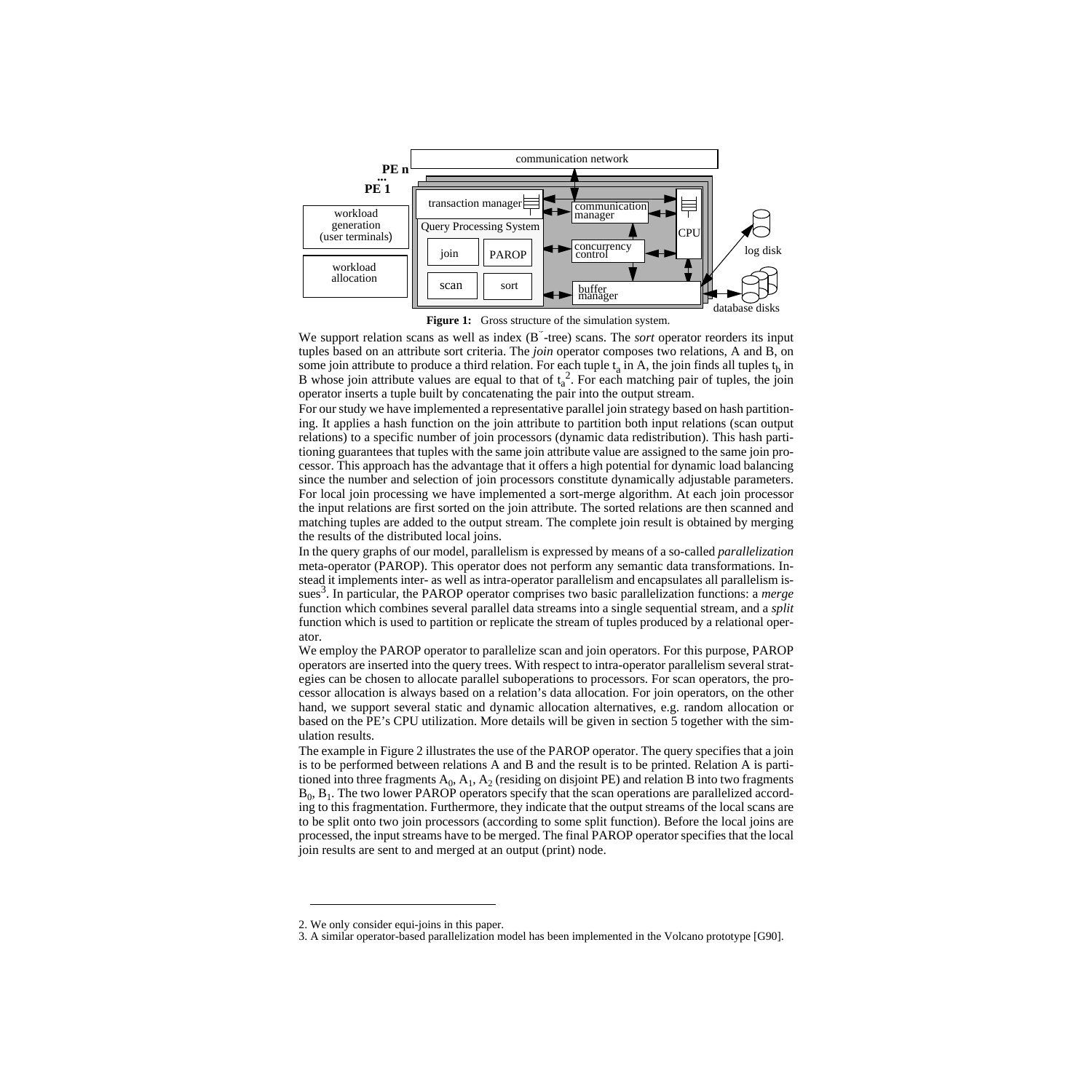**Figure 1:** Gross structure of the simulation system.

We support relation scans as well as index ($B^{*}$-tree) scans. The *sort* operator reorders its input tuples based on an attribute sort criteria. The *join* operator composes two relations, A and B, on some join attribute to produce a third relation. For each tuple $t_a$ in A, the join finds all tuples $t_b$ in B whose join attribute values are equal to that of $t_a$[2]. For each matching pair of tuples, the join operator inserts a tuple built by concatenating the pair into the output stream.

For our study we have implemented a representative parallel join strategy based on hash partitioning. It applies a hash function on the join attribute to partition both input relations (scan output relations) to a specific number of join processors (dynamic data redistribution). This hash partitioning guarantees that tuples with the same join attribute value are assigned to the same join processor. This approach has the advantage that it offers a high potential for dynamic load balancing since the number and selection of join processors constitute dynamically adjustable parameters. For local join processing we have implemented a sort-merge algorithm. At each join processor the input relations are first sorted on the join attribute. The sorted relations are then scanned and matching tuples are added to the output stream. The complete join result is obtained by merging the results of the distributed local joins.

In the query graphs of our model, parallelism is expressed by means of a so-called *parallelization* meta-operator (PAROP). This operator does not perform any semantic data transformations. Instead it implements inter- as well as intra-operator parallelism and encapsulates all parallelism issues[3]. In particular, the PAROP operator comprises two basic parallelization functions: a *merge* function which combines several parallel data streams into a single sequential stream, and a *split* function which is used to partition or replicate the stream of tuples produced by a relational operator.

We employ the PAROP operator to parallelize scan and join operators. For this purpose, PAROP operators are inserted into the query trees. With respect to intra-operator parallelism several strategies can be chosen to allocate parallel suboperations to processors. For scan operators, the processor allocation is always based on a relation's data allocation. For join operators, on the other hand, we support several static and dynamic allocation alternatives, e.g. random allocation or based on the PE's CPU utilization. More details will be given in section 5 together with the simulation results.

The example in Figure 2 illustrates the use of the PAROP operator. The query specifies that a join is to be performed between relations A and B and the result is to be printed. Relation A is partitioned into three fragments $A_0$, $A_1$, $A_2$ (residing on disjoint PE) and relation B into two fragments $B_0$, $B_1$. The two lower PAROP operators specify that the scan operations are parallelized according to this fragmentation. Furthermore, they indicate that the output streams of the local scans are to be split onto two join processors (according to some split function). Before the local joins are processed, the input streams have to be merged. The final PAROP operator specifies that the local join results are sent to and merged at an output (print) node.

---

2. We only consider equi-joins in this paper.

3. A similar operator-based parallelization model has been implemented in the Volcano prototype [G90].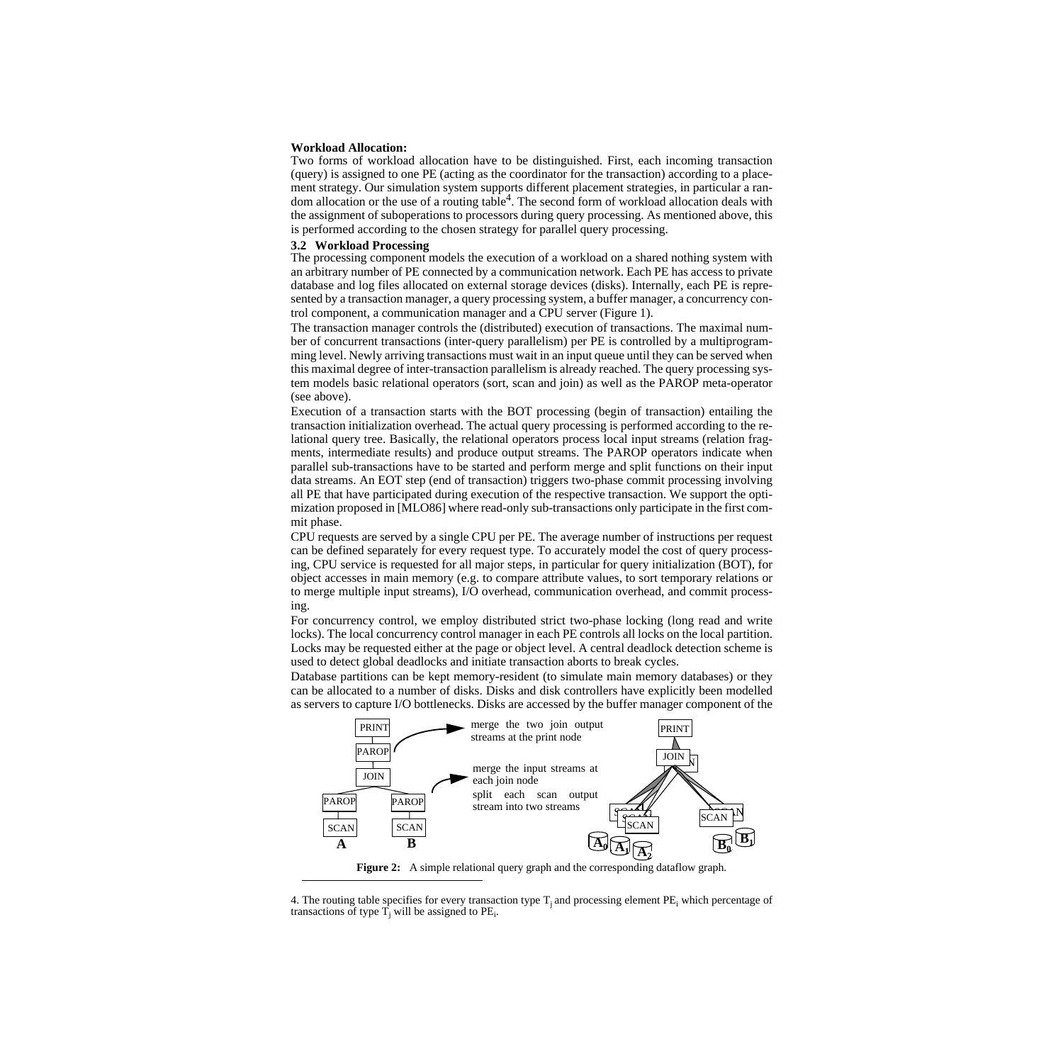**Workload Allocation:**

Two forms of workload allocation have to be distinguished. First, each incoming transaction (query) is assigned to one PE (acting as the coordinator for the transaction) according to a placement strategy. Our simulation system supports different placement strategies, in particular a random allocation or the use of a routing table[4]. The second form of workload allocation deals with the assignment of suboperations to processors during query processing. As mentioned above, this is performed according to the chosen strategy for parallel query processing.

### 3.2 Workload Processing

The processing component models the execution of a workload on a shared nothing system with an arbitrary number of PE connected by a communication network. Each PE has access to private database and log files allocated on external storage devices (disks). Internally, each PE is represented by a transaction manager, a query processing system, a buffer manager, a concurrency control component, a communication manager and a CPU server (Figure 1).

The transaction manager controls the (distributed) execution of transactions. The maximal number of concurrent transactions (inter-query parallelism) per PE is controlled by a multiprogramming level. Newly arriving transactions must wait in an input queue until they can be served when this maximal degree of inter-transaction parallelism is already reached. The query processing system models basic relational operators (sort, scan and join) as well as the PAROP meta-operator (see above).

Execution of a transaction starts with the BOT processing (begin of transaction) entailing the transaction initialization overhead. The actual query processing is performed according to the relational query tree. Basically, the relational operators process local input streams (relation fragments, intermediate results) and produce output streams. The PAROP operators indicate when parallel sub-transactions have to be started and perform merge and split functions on their input data streams. An EOT step (end of transaction) triggers two-phase commit processing involving all PE that have participated during execution of the respective transaction. We support the optimization proposed in [MLO86] where read-only sub-transactions only participate in the first commit phase.

CPU requests are served by a single CPU per PE. The average number of instructions per request can be defined separately for every request type. To accurately model the cost of query processing, CPU service is requested for all major steps, in particular for query initialization (BOT), for object accesses in main memory (e.g. to compare attribute values, to sort temporary relations or to merge multiple input streams), I/O overhead, communication overhead, and commit processing.

For concurrency control, we employ distributed strict two-phase locking (long read and write locks). The local concurrency control manager in each PE controls all locks on the local partition. Locks may be requested either at the page or object level. A central deadlock detection scheme is used to detect global deadlocks and initiate transaction aborts to break cycles.

Database partitions can be kept memory-resident (to simulate main memory databases) or they can be allocated to a number of disks. Disks and disk controllers have explicitly been modelled as servers to capture I/O bottlenecks. Disks are accessed by the buffer manager component of the

PRINT
PAROP
JOIN
PAROP
PAROP
SCAN
SCAN
A
B

merge the two join output streams at the print node

merge the input streams at each join node
split each scan output stream into two streams

PRINT
JOIN
SCAN
SCAN
SCAN
$A_0$ $A_1$ $A_2$
$B_0$ $B_1$

**Figure 2:** A simple relational query graph and the corresponding dataflow graph.

---

4. The routing table specifies for every transaction type $T_j$ and processing element $PE_i$ which percentage of transactions of type $T_j$ will be assigned to $PE_i$.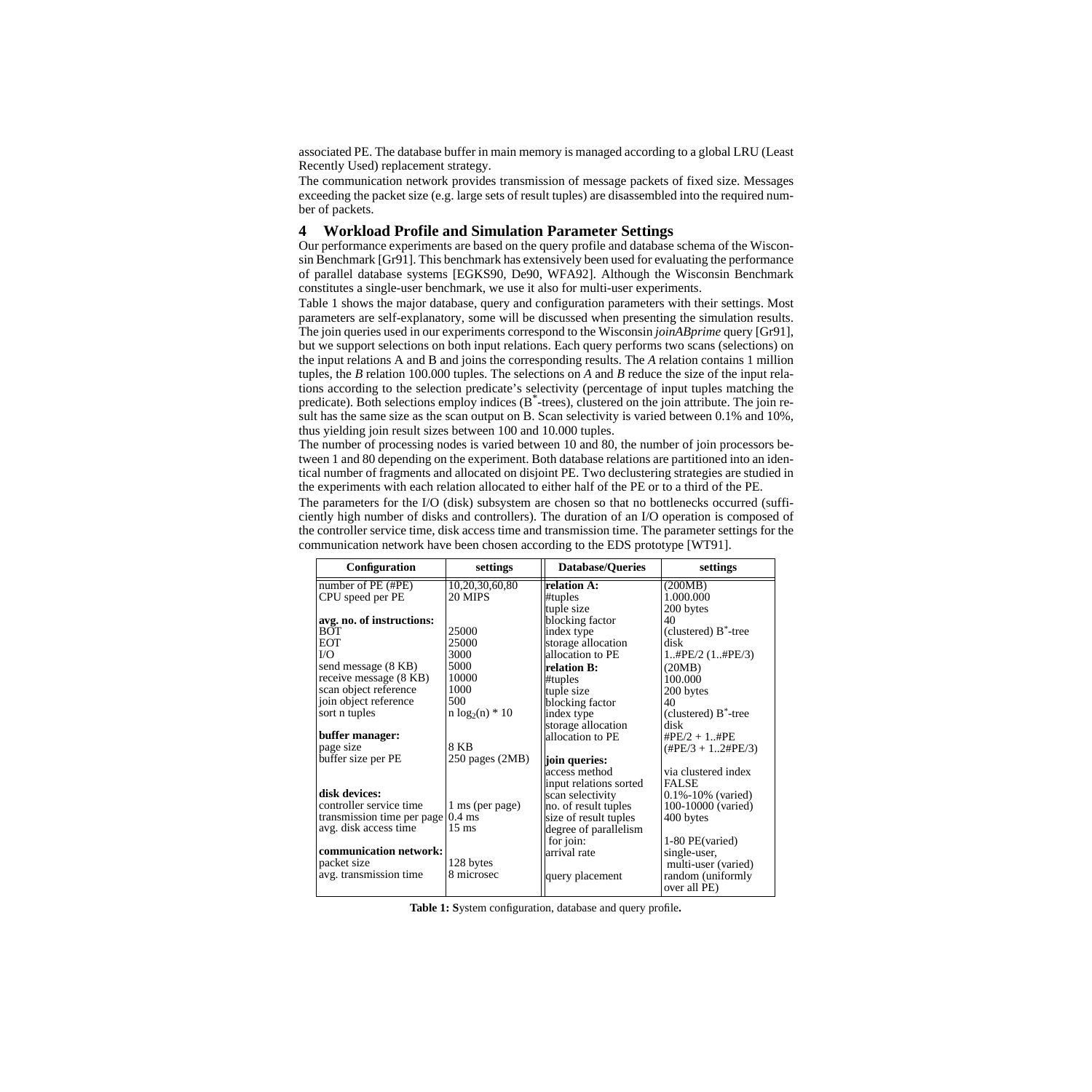associated PE. The database buffer in main memory is managed according to a global LRU (Least Recently Used) replacement strategy.

The communication network provides transmission of message packets of fixed size. Messages exceeding the packet size (e.g. large sets of result tuples) are disassembled into the required number of packets.

## 4 Workload Profile and Simulation Parameter Settings

Our performance experiments are based on the query profile and database schema of the Wisconsin Benchmark [Gr91]. This benchmark has extensively been used for evaluating the performance of parallel database systems [EGKS90, De90, WFA92]. Although the Wisconsin Benchmark constitutes a single-user benchmark, we use it also for multi-user experiments.

Table 1 shows the major database, query and configuration parameters with their settings. Most parameters are self-explanatory, some will be discussed when presenting the simulation results. The join queries used in our experiments correspond to the Wisconsin *joinABprime* query [Gr91], but we support selections on both input relations. Each query performs two scans (selections) on the input relations A and B and joins the corresponding results. The *A* relation contains 1 million tuples, the *B* relation 100.000 tuples. The selections on *A* and *B* reduce the size of the input relations according to the selection predicate's selectivity (percentage of input tuples matching the predicate). Both selections employ indices ($B^*$-trees), clustered on the join attribute. The join result has the same size as the scan output on B. Scan selectivity is varied between 0.1% and 10%, thus yielding join result sizes between 100 and 10.000 tuples.

The number of processing nodes is varied between 10 and 80, the number of join processors between 1 and 80 depending on the experiment. Both database relations are partitioned into an identical number of fragments and allocated on disjoint PE. Two declustering strategies are studied in the experiments with each relation allocated to either half of the PE or to a third of the PE.

The parameters for the I/O (disk) subsystem are chosen so that no bottlenecks occurred (sufficiently high number of disks and controllers). The duration of an I/O operation is composed of the controller service time, disk access time and transmission time. The parameter settings for the communication network have been chosen according to the EDS prototype [WT91].

| Configuration | settings | Database/Queries | settings |
|---|---|---|---|
| number of PE (#PE) | 10,20,30,60,80 | **relation A:** | (200MB) |
| CPU speed per PE | 20 MIPS | #tuples | 1.000.000 |
| | | tuple size | 200 bytes |
| **avg. no. of instructions:** | | blocking factor | 40 |
| BOT | 25000 | index type | (clustered) $B^*$-tree |
| EOT | 25000 | storage allocation | disk |
| I/O | 3000 | allocation to PE | 1..#PE/2 (1..#PE/3) |
| send message (8 KB) | 5000 | **relation B:** | (20MB) |
| receive message (8 KB) | 10000 | #tuples | 100.000 |
| scan object reference | 1000 | tuple size | 200 bytes |
| join object reference | 500 | blocking factor | 40 |
| sort n tuples | $n \log_2(n) * 10$ | index type | (clustered) $B^*$-tree |
| | | storage allocation | disk |
| **buffer manager:** | | allocation to PE | #PE/2 + 1..#PE |
| page size | 8 KB | | (#PE/3 + 1..2#PE/3) |
| buffer size per PE | 250 pages (2MB) | **join queries:** | |
| | | access method | via clustered index |
| | | input relations sorted | FALSE |
| **disk devices:** | | scan selectivity | 0.1%-10% (varied) |
| controller service time | 1 ms (per page) | no. of result tuples | 100-10000 (varied) |
| transmission time per page | 0.4 ms | size of result tuples | 400 bytes |
| avg. disk access time | 15 ms | degree of parallelism for join: | 1-80 PE(varied) |
| **communication network:** | | arrival rate | single-user, multi-user (varied) |
| packet size | 128 bytes | | |
| avg. transmission time | 8 microsec | query placement | random (uniformly over all PE) |

**Table 1: S**ystem configuration, database and query profile**.**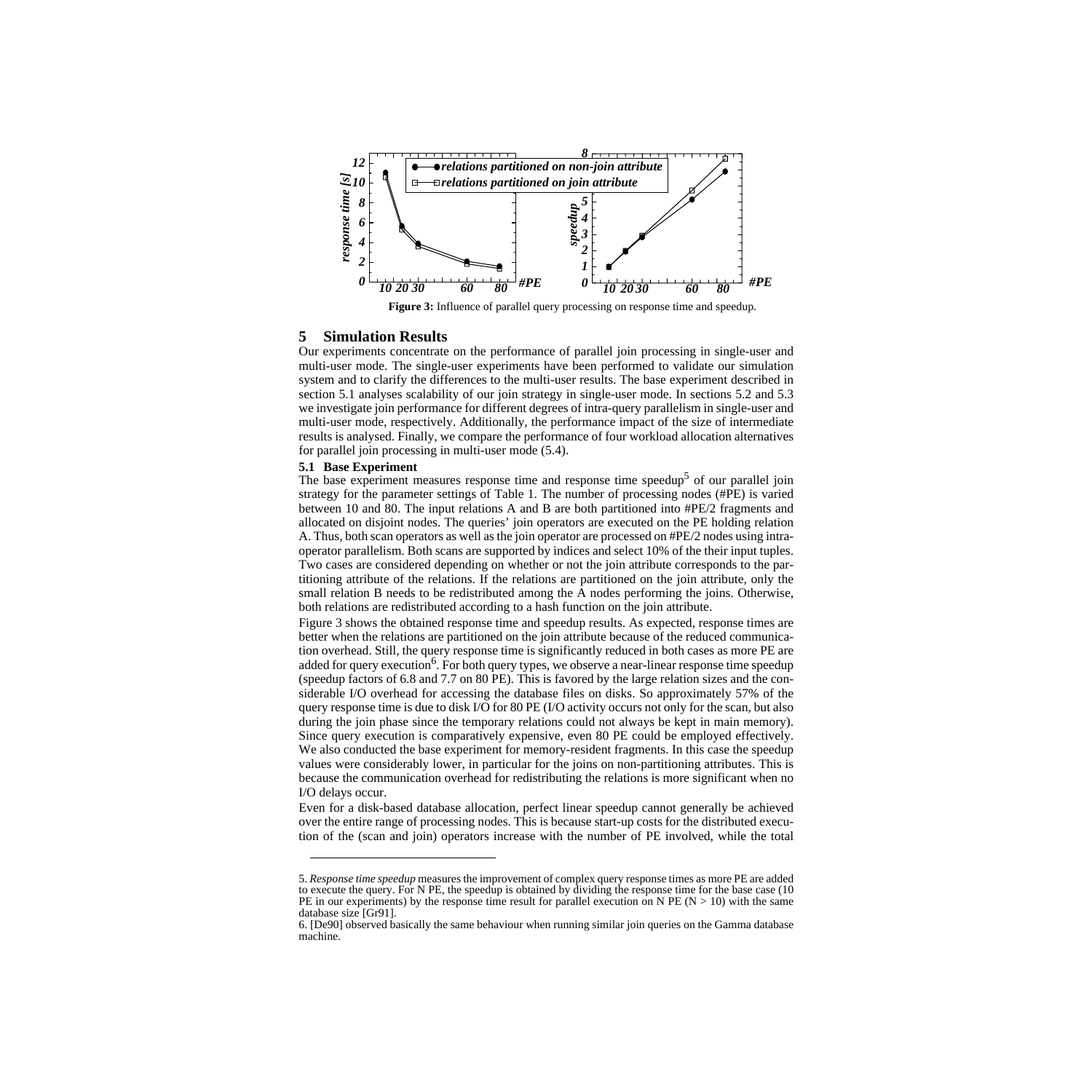**Figure 3:** Influence of parallel query processing on response time and speedup.

## 5 Simulation Results

Our experiments concentrate on the performance of parallel join processing in single-user and multi-user mode. The single-user experiments have been performed to validate our simulation system and to clarify the differences to the multi-user results. The base experiment described in section 5.1 analyses scalability of our join strategy in single-user mode. In sections 5.2 and 5.3 we investigate join performance for different degrees of intra-query parallelism in single-user and multi-user mode, respectively. Additionally, the performance impact of the size of intermediate results is analysed. Finally, we compare the performance of four workload allocation alternatives for parallel join processing in multi-user mode (5.4).

### 5.1 Base Experiment

The base experiment measures response time and response time speedup[5] of our parallel join strategy for the parameter settings of Table 1. The number of processing nodes (#PE) is varied between 10 and 80. The input relations A and B are both partitioned into #PE/2 fragments and allocated on disjoint nodes. The queries' join operators are executed on the PE holding relation A. Thus, both scan operators as well as the join operator are processed on #PE/2 nodes using intra-operator parallelism. Both scans are supported by indices and select 10% of the their input tuples. Two cases are considered depending on whether or not the join attribute corresponds to the partitioning attribute of the relations. If the relations are partitioned on the join attribute, only the small relation B needs to be redistributed among the A nodes performing the joins. Otherwise, both relations are redistributed according to a hash function on the join attribute.

Figure 3 shows the obtained response time and speedup results. As expected, response times are better when the relations are partitioned on the join attribute because of the reduced communication overhead. Still, the query response time is significantly reduced in both cases as more PE are added for query execution[6]. For both query types, we observe a near-linear response time speedup (speedup factors of 6.8 and 7.7 on 80 PE). This is favored by the large relation sizes and the considerable I/O overhead for accessing the database files on disks. So approximately 57% of the query response time is due to disk I/O for 80 PE (I/O activity occurs not only for the scan, but also during the join phase since the temporary relations could not always be kept in main memory). Since query execution is comparatively expensive, even 80 PE could be employed effectively. We also conducted the base experiment for memory-resident fragments. In this case the speedup values were considerably lower, in particular for the joins on non-partitioning attributes. This is because the communication overhead for redistributing the relations is more significant when no I/O delays occur.

Even for a disk-based database allocation, perfect linear speedup cannot generally be achieved over the entire range of processing nodes. This is because start-up costs for the distributed execution of the (scan and join) operators increase with the number of PE involved, while the total

5. *Response time speedup* measures the improvement of complex query response times as more PE are added to execute the query. For N PE, the speedup is obtained by dividing the response time for the base case (10 PE in our experiments) by the response time result for parallel execution on N PE (N > 10) with the same database size [Gr91].

6. [De90] observed basically the same behaviour when running similar join queries on the Gamma database machine.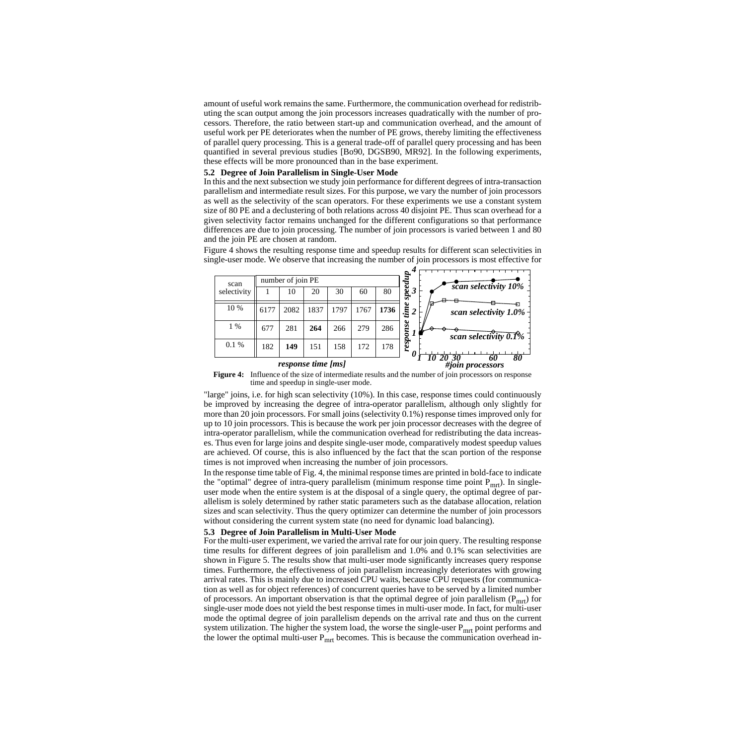amount of useful work remains the same. Furthermore, the communication overhead for redistributing the scan output among the join processors increases quadratically with the number of processors. Therefore, the ratio between start-up and communication overhead, and the amount of useful work per PE deteriorates when the number of PE grows, thereby limiting the effectiveness of parallel query processing. This is a general trade-off of parallel query processing and has been quantified in several previous studies [Bo90, DGSB90, MR92]. In the following experiments, these effects will be more pronounced than in the base experiment.

### 5.2 Degree of Join Parallelism in Single-User Mode

In this and the next subsection we study join performance for different degrees of intra-transaction parallelism and intermediate result sizes. For this purpose, we vary the number of join processors as well as the selectivity of the scan operators. For these experiments we use a constant system size of 80 PE and a declustering of both relations across 40 disjoint PE. Thus scan overhead for a given selectivity factor remains unchanged for the different configurations so that performance differences are due to join processing. The number of join processors is varied between 1 and 80 and the join PE are chosen at random.

Figure 4 shows the resulting response time and speedup results for different scan selectivities in single-user mode. We observe that increasing the number of join processors is most effective for

| scan selectivity | number of join PE | | | | | |
|---|---|---|---|---|---|---|
| | 1 | 10 | 20 | 30 | 60 | 80 |
| 10 % | 6177 | 2082 | 1837 | 1797 | 1767 | **1736** |
| 1 % | 677 | 281 | **264** | 266 | 279 | 286 |
| 0.1 % | 182 | **149** | 151 | 158 | 172 | 178 |

*response time [ms]*

**Figure 4:** Influence of the size of intermediate results and the number of join processors on response time and speedup in single-user mode.

"large" joins, i.e. for high scan selectivity (10%). In this case, response times could continuously be improved by increasing the degree of intra-operator parallelism, although only slightly for more than 20 join processors. For small joins (selectivity 0.1%) response times improved only for up to 10 join processors. This is because the work per join processor decreases with the degree of intra-operator parallelism, while the communication overhead for redistributing the data increases. Thus even for large joins and despite single-user mode, comparatively modest speedup values are achieved. Of course, this is also influenced by the fact that the scan portion of the response times is not improved when increasing the number of join processors.

In the response time table of Fig. 4, the minimal response times are printed in bold-face to indicate the "optimal" degree of intra-query parallelism (minimum response time point $P_{mrt}$). In single-user mode when the entire system is at the disposal of a single query, the optimal degree of parallelism is solely determined by rather static parameters such as the database allocation, relation sizes and scan selectivity. Thus the query optimizer can determine the number of join processors without considering the current system state (no need for dynamic load balancing).

### 5.3 Degree of Join Parallelism in Multi-User Mode

For the multi-user experiment, we varied the arrival rate for our join query. The resulting response time results for different degrees of join parallelism and 1.0% and 0.1% scan selectivities are shown in Figure 5. The results show that multi-user mode significantly increases query response times. Furthermore, the effectiveness of join parallelism increasingly deteriorates with growing arrival rates. This is mainly due to increased CPU waits, because CPU requests (for communication as well as for object references) of concurrent queries have to be served by a limited number of processors. An important observation is that the optimal degree of join parallelism ($P_{mrt}$) for single-user mode does not yield the best response times in multi-user mode. In fact, for multi-user mode the optimal degree of join parallelism depends on the arrival rate and thus on the current system utilization. The higher the system load, the worse the single-user $P_{mrt}$ point performs and the lower the optimal multi-user $P_{mrt}$ becomes. This is because the communication overhead in-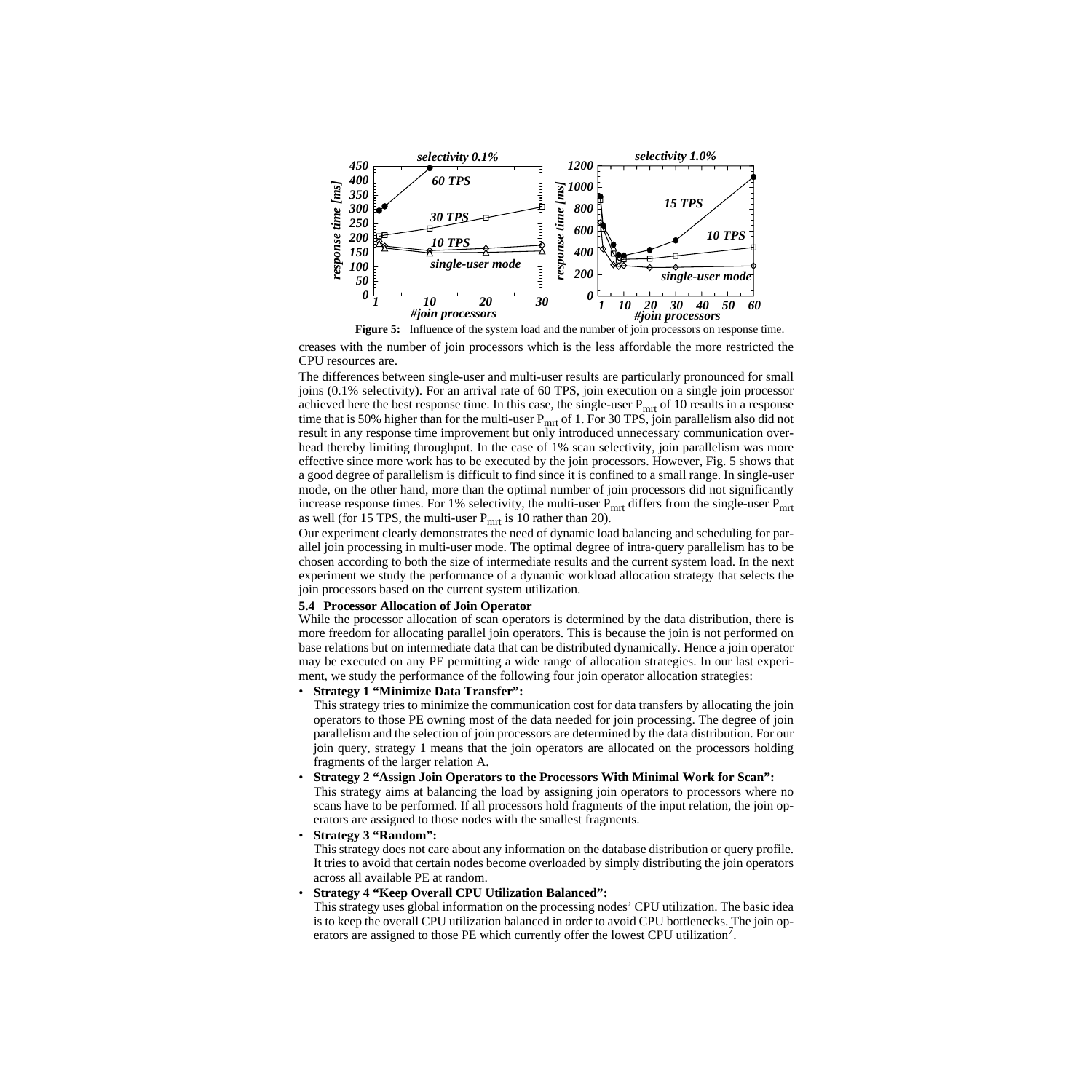**Figure 5:** Influence of the system load and the number of join processors on response time.

creases with the number of join processors which is the less affordable the more restricted the CPU resources are.

The differences between single-user and multi-user results are particularly pronounced for small joins (0.1% selectivity). For an arrival rate of 60 TPS, join execution on a single join processor achieved here the best response time. In this case, the single-user $P_{mrt}$ of 10 results in a response time that is 50% higher than for the multi-user $P_{mrt}$ of 1. For 30 TPS, join parallelism also did not result in any response time improvement but only introduced unnecessary communication overhead thereby limiting throughput. In the case of 1% scan selectivity, join parallelism was more effective since more work has to be executed by the join processors. However, Fig. 5 shows that a good degree of parallelism is difficult to find since it is confined to a small range. In single-user mode, on the other hand, more than the optimal number of join processors did not significantly increase response times. For 1% selectivity, the multi-user $P_{mrt}$ differs from the single-user $P_{mrt}$ as well (for 15 TPS, the multi-user $P_{mrt}$ is 10 rather than 20).

Our experiment clearly demonstrates the need of dynamic load balancing and scheduling for parallel join processing in multi-user mode. The optimal degree of intra-query parallelism has to be chosen according to both the size of intermediate results and the current system load. In the next experiment we study the performance of a dynamic workload allocation strategy that selects the join processors based on the current system utilization.

### 5.4 Processor Allocation of Join Operator

While the processor allocation of scan operators is determined by the data distribution, there is more freedom for allocating parallel join operators. This is because the join is not performed on base relations but on intermediate data that can be distributed dynamically. Hence a join operator may be executed on any PE permitting a wide range of allocation strategies. In our last experiment, we study the performance of the following four join operator allocation strategies:

- **Strategy 1 "Minimize Data Transfer":**
  This strategy tries to minimize the communication cost for data transfers by allocating the join operators to those PE owning most of the data needed for join processing. The degree of join parallelism and the selection of join processors are determined by the data distribution. For our join query, strategy 1 means that the join operators are allocated on the processors holding fragments of the larger relation A.
- **Strategy 2 "Assign Join Operators to the Processors With Minimal Work for Scan":**
  This strategy aims at balancing the load by assigning join operators to processors where no scans have to be performed. If all processors hold fragments of the input relation, the join operators are assigned to those nodes with the smallest fragments.
- **Strategy 3 "Random":**
  This strategy does not care about any information on the database distribution or query profile. It tries to avoid that certain nodes become overloaded by simply distributing the join operators across all available PE at random.
- **Strategy 4 "Keep Overall CPU Utilization Balanced":**
  This strategy uses global information on the processing nodes' CPU utilization. The basic idea is to keep the overall CPU utilization balanced in order to avoid CPU bottlenecks. The join operators are assigned to those PE which currently offer the lowest CPU utilization[7].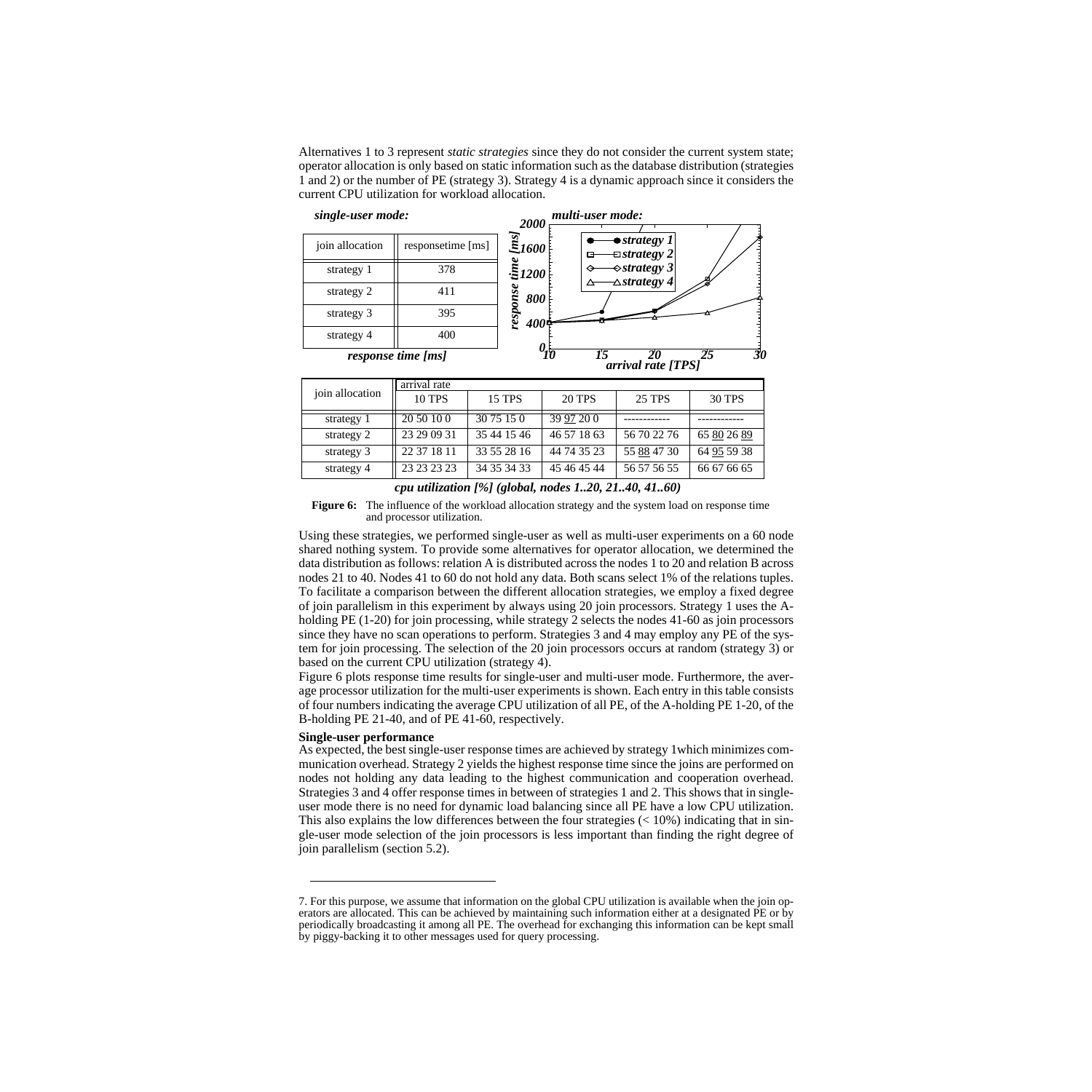Alternatives 1 to 3 represent *static strategies* since they do not consider the current system state; operator allocation is only based on static information such as the database distribution (strategies 1 and 2) or the number of PE (strategy 3). Strategy 4 is a dynamic approach since it considers the current CPU utilization for workload allocation.

***single-user mode:***

| join allocation | responsetime [ms] |
|---|---|
| strategy 1 | 378 |
| strategy 2 | 411 |
| strategy 3 | 395 |
| strategy 4 | 400 |

***response time [ms]***

***multi-user mode:***

| join allocation | arrival rate | | | | |
|---|---|---|---|---|---|
| | 10 TPS | 15 TPS | 20 TPS | 25 TPS | 30 TPS |
| strategy 1 | 20 50 10 0 | 30 75 15 0 | 39 97 20 0 | ------------ | ------------ |
| strategy 2 | 23 29 09 31 | 35 44 15 46 | 46 57 18 63 | 56 70 22 76 | 65 80 26 89 |
| strategy 3 | 22 37 18 11 | 33 55 28 16 | 44 74 35 23 | 55 88 47 30 | 64 95 59 38 |
| strategy 4 | 23 23 23 23 | 34 35 34 33 | 45 46 45 44 | 56 57 56 55 | 66 67 66 65 |

***cpu utilization [%] (global, nodes 1..20, 21..40, 41..60)***

**Figure 6:** The influence of the workload allocation strategy and the system load on response time and processor utilization.

Using these strategies, we performed single-user as well as multi-user experiments on a 60 node shared nothing system. To provide some alternatives for operator allocation, we determined the data distribution as follows: relation A is distributed across the nodes 1 to 20 and relation B across nodes 21 to 40. Nodes 41 to 60 do not hold any data. Both scans select 1% of the relations tuples. To facilitate a comparison between the different allocation strategies, we employ a fixed degree of join parallelism in this experiment by always using 20 join processors. Strategy 1 uses the A-holding PE (1-20) for join processing, while strategy 2 selects the nodes 41-60 as join processors since they have no scan operations to perform. Strategies 3 and 4 may employ any PE of the system for join processing. The selection of the 20 join processors occurs at random (strategy 3) or based on the current CPU utilization (strategy 4).

Figure 6 plots response time results for single-user and multi-user mode. Furthermore, the average processor utilization for the multi-user experiments is shown. Each entry in this table consists of four numbers indicating the average CPU utilization of all PE, of the A-holding PE 1-20, of the B-holding PE 21-40, and of PE 41-60, respectively.

**Single-user performance**

As expected, the best single-user response times are achieved by strategy 1which minimizes communication overhead. Strategy 2 yields the highest response time since the joins are performed on nodes not holding any data leading to the highest communication and cooperation overhead. Strategies 3 and 4 offer response times in between of strategies 1 and 2. This shows that in single-user mode there is no need for dynamic load balancing since all PE have a low CPU utilization. This also explains the low differences between the four strategies (< 10%) indicating that in single-user mode selection of the join processors is less important than finding the right degree of join parallelism (section 5.2).

7. For this purpose, we assume that information on the global CPU utilization is available when the join operators are allocated. This can be achieved by maintaining such information either at a designated PE or by periodically broadcasting it among all PE. The overhead for exchanging this information can be kept small by piggy-backing it to other messages used for query processing.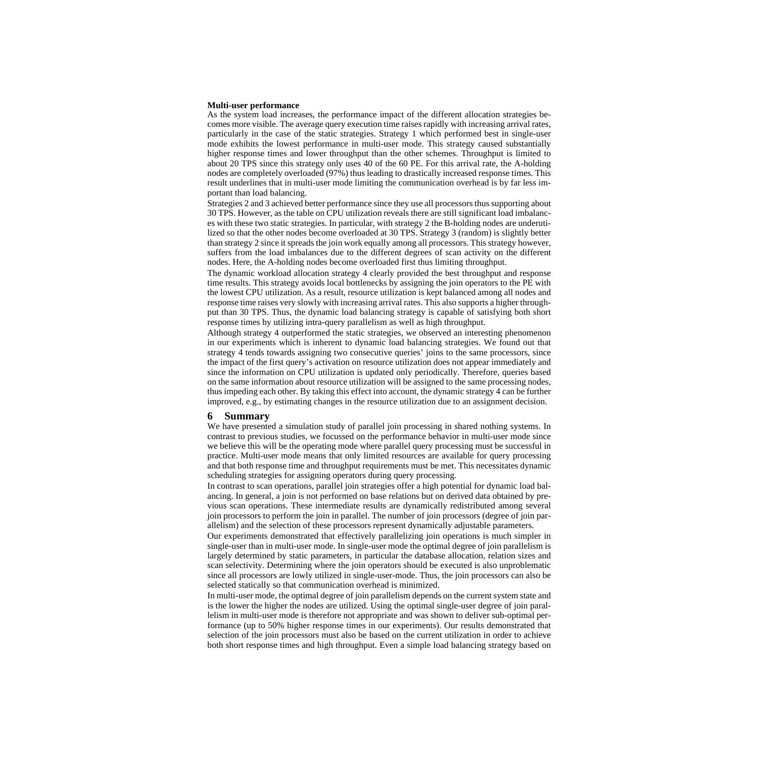**Multi-user performance**

As the system load increases, the performance impact of the different allocation strategies becomes more visible. The average query execution time raises rapidly with increasing arrival rates, particularly in the case of the static strategies. Strategy 1 which performed best in single-user mode exhibits the lowest performance in multi-user mode. This strategy caused substantially higher response times and lower throughput than the other schemes. Throughput is limited to about 20 TPS since this strategy only uses 40 of the 60 PE. For this arrival rate, the A-holding nodes are completely overloaded (97%) thus leading to drastically increased response times. This result underlines that in multi-user mode limiting the communication overhead is by far less important than load balancing.

Strategies 2 and 3 achieved better performance since they use all processors thus supporting about 30 TPS. However, as the table on CPU utilization reveals there are still significant load imbalances with these two static strategies. In particular, with strategy 2 the B-holding nodes are underutilized so that the other nodes become overloaded at 30 TPS. Strategy 3 (random) is slightly better than strategy 2 since it spreads the join work equally among all processors. This strategy however, suffers from the load imbalances due to the different degrees of scan activity on the different nodes. Here, the A-holding nodes become overloaded first thus limiting throughput.

The dynamic workload allocation strategy 4 clearly provided the best throughput and response time results. This strategy avoids local bottlenecks by assigning the join operators to the PE with the lowest CPU utilization. As a result, resource utilization is kept balanced among all nodes and response time raises very slowly with increasing arrival rates. This also supports a higher throughput than 30 TPS. Thus, the dynamic load balancing strategy is capable of satisfying both short response times by utilizing intra-query parallelism as well as high throughput.

Although strategy 4 outperformed the static strategies, we observed an interesting phenomenon in our experiments which is inherent to dynamic load balancing strategies. We found out that strategy 4 tends towards assigning two consecutive queries' joins to the same processors, since the impact of the first query's activation on resource utilization does not appear immediately and since the information on CPU utilization is updated only periodically. Therefore, queries based on the same information about resource utilization will be assigned to the same processing nodes, thus impeding each other. By taking this effect into account, the dynamic strategy 4 can be further improved, e.g., by estimating changes in the resource utilization due to an assignment decision.

## 6 Summary

We have presented a simulation study of parallel join processing in shared nothing systems. In contrast to previous studies, we focussed on the performance behavior in multi-user mode since we believe this will be the operating mode where parallel query processing must be successful in practice. Multi-user mode means that only limited resources are available for query processing and that both response time and throughput requirements must be met. This necessitates dynamic scheduling strategies for assigning operators during query processing.

In contrast to scan operations, parallel join strategies offer a high potential for dynamic load balancing. In general, a join is not performed on base relations but on derived data obtained by previous scan operations. These intermediate results are dynamically redistributed among several join processors to perform the join in parallel. The number of join processors (degree of join parallelism) and the selection of these processors represent dynamically adjustable parameters.

Our experiments demonstrated that effectively parallelizing join operations is much simpler in single-user than in multi-user mode. In single-user mode the optimal degree of join parallelism is largely determined by static parameters, in particular the database allocation, relation sizes and scan selectivity. Determining where the join operators should be executed is also unproblematic since all processors are lowly utilized in single-user-mode. Thus, the join processors can also be selected statically so that communication overhead is minimized.

In multi-user mode, the optimal degree of join parallelism depends on the current system state and is the lower the higher the nodes are utilized. Using the optimal single-user degree of join parallelism in multi-user mode is therefore not appropriate and was shown to deliver sub-optimal performance (up to 50% higher response times in our experiments). Our results demonstrated that selection of the join processors must also be based on the current utilization in order to achieve both short response times and high throughput. Even a simple load balancing strategy based on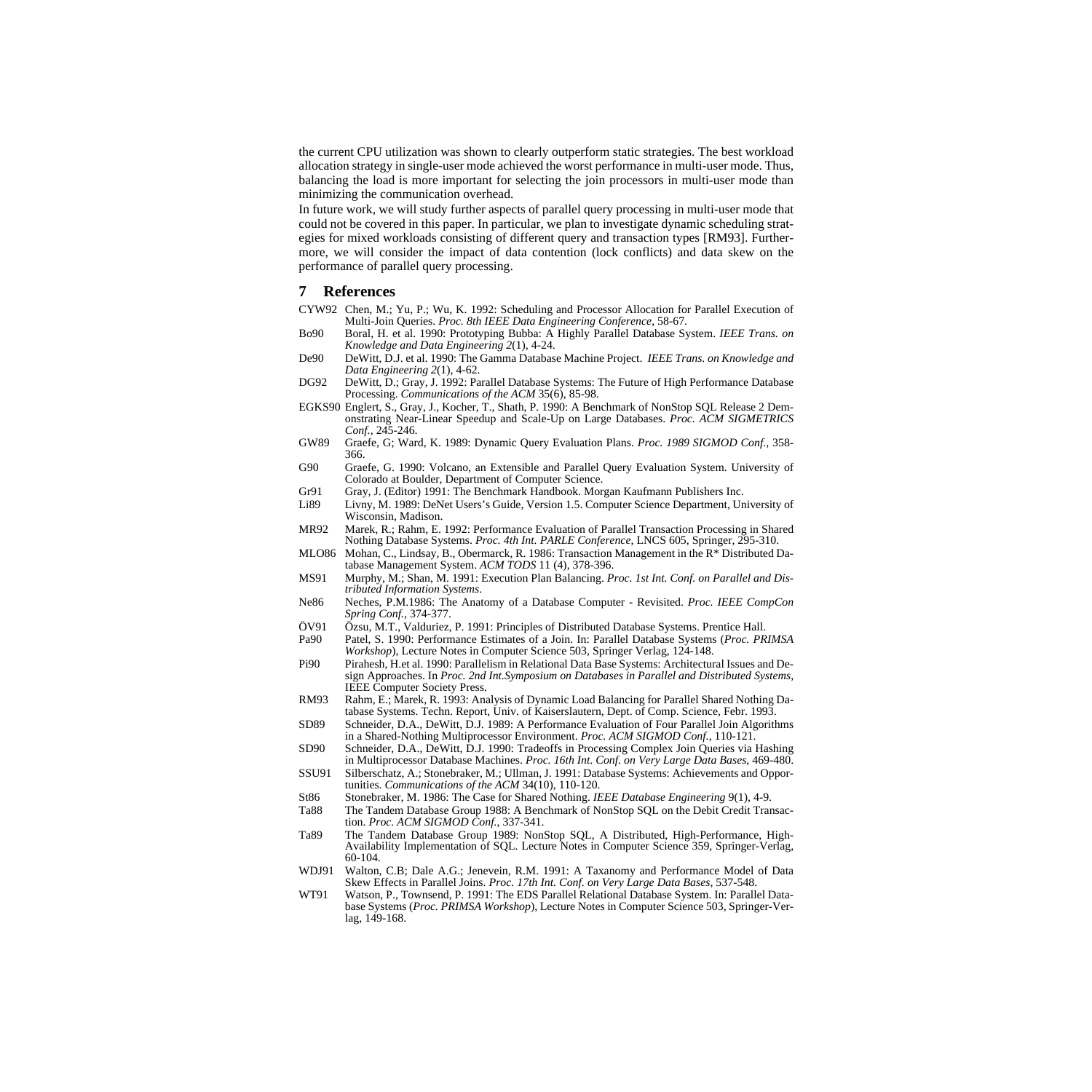the current CPU utilization was shown to clearly outperform static strategies. The best workload allocation strategy in single-user mode achieved the worst performance in multi-user mode. Thus, balancing the load is more important for selecting the join processors in multi-user mode than minimizing the communication overhead.

In future work, we will study further aspects of parallel query processing in multi-user mode that could not be covered in this paper. In particular, we plan to investigate dynamic scheduling strategies for mixed workloads consisting of different query and transaction types [RM93]. Furthermore, we will consider the impact of data contention (lock conflicts) and data skew on the performance of parallel query processing.

## 7 References

- CYW92 Chen, M.; Yu, P.; Wu, K. 1992: Scheduling and Processor Allocation for Parallel Execution of Multi-Join Queries. *Proc. 8th IEEE Data Engineering Conference*, 58-67.
- Bo90 Boral, H. et al. 1990: Prototyping Bubba: A Highly Parallel Database System. *IEEE Trans. on Knowledge and Data Engineering 2*(1), 4-24.
- De90 DeWitt, D.J. et al. 1990: The Gamma Database Machine Project. *IEEE Trans. on Knowledge and Data Engineering 2*(1), 4-62.
- DG92 DeWitt, D.; Gray, J. 1992: Parallel Database Systems: The Future of High Performance Database Processing. *Communications of the ACM* 35(6), 85-98.
- EGKS90 Englert, S., Gray, J., Kocher, T., Shath, P. 1990: A Benchmark of NonStop SQL Release 2 Demonstrating Near-Linear Speedup and Scale-Up on Large Databases. *Proc. ACM SIGMETRICS Conf.*, 245-246.
- GW89 Graefe, G; Ward, K. 1989: Dynamic Query Evaluation Plans. *Proc. 1989 SIGMOD Conf.*, 358-366.
- G90 Graefe, G. 1990: Volcano, an Extensible and Parallel Query Evaluation System. University of Colorado at Boulder, Department of Computer Science.
- Gr91 Gray, J. (Editor) 1991: The Benchmark Handbook. Morgan Kaufmann Publishers Inc.
- Li89 Livny, M. 1989: DeNet Users's Guide, Version 1.5. Computer Science Department, University of Wisconsin, Madison.
- MR92 Marek, R.; Rahm, E. 1992: Performance Evaluation of Parallel Transaction Processing in Shared Nothing Database Systems. *Proc. 4th Int. PARLE Conference*, LNCS 605, Springer, 295-310.
- MLO86 Mohan, C., Lindsay, B., Obermarck, R. 1986: Transaction Management in the R* Distributed Database Management System. *ACM TODS* 11 (4), 378-396.
- MS91 Murphy, M.; Shan, M. 1991: Execution Plan Balancing. *Proc. 1st Int. Conf. on Parallel and Distributed Information Systems*.
- Ne86 Neches, P.M.1986: The Anatomy of a Database Computer - Revisited. *Proc. IEEE CompCon Spring Conf.*, 374-377.
- ÖV91 Özsu, M.T., Valduriez, P. 1991: Principles of Distributed Database Systems. Prentice Hall.
- Pa90 Patel, S. 1990: Performance Estimates of a Join. In: Parallel Database Systems (*Proc. PRIMSA Workshop*), Lecture Notes in Computer Science 503, Springer Verlag, 124-148.
- Pi90 Pirahesh, H.et al. 1990: Parallelism in Relational Data Base Systems: Architectural Issues and Design Approaches. In *Proc. 2nd Int.Symposium on Databases in Parallel and Distributed Systems*, IEEE Computer Society Press.
- RM93 Rahm, E.; Marek, R. 1993: Analysis of Dynamic Load Balancing for Parallel Shared Nothing Database Systems. Techn. Report, Univ. of Kaiserslautern, Dept. of Comp. Science, Febr. 1993.
- SD89 Schneider, D.A., DeWitt, D.J. 1989: A Performance Evaluation of Four Parallel Join Algorithms in a Shared-Nothing Multiprocessor Environment. *Proc. ACM SIGMOD Conf.*, 110-121.
- SD90 Schneider, D.A., DeWitt, D.J. 1990: Tradeoffs in Processing Complex Join Queries via Hashing in Multiprocessor Database Machines. *Proc. 16th Int. Conf. on Very Large Data Bases*, 469-480.
- SSU91 Silberschatz, A.; Stonebraker, M.; Ullman, J. 1991: Database Systems: Achievements and Opportunities. *Communications of the ACM* 34(10), 110-120.
- St86 Stonebraker, M. 1986: The Case for Shared Nothing. *IEEE Database Engineering* 9(1), 4-9.
- Ta88 The Tandem Database Group 1988: A Benchmark of NonStop SQL on the Debit Credit Transaction. *Proc. ACM SIGMOD Conf.*, 337-341.
- Ta89 The Tandem Database Group 1989: NonStop SQL, A Distributed, High-Performance, High-Availability Implementation of SQL. Lecture Notes in Computer Science 359, Springer-Verlag, 60-104.
- WDJ91 Walton, C.B; Dale A.G.; Jenevein, R.M. 1991: A Taxanomy and Performance Model of Data Skew Effects in Parallel Joins. *Proc. 17th Int. Conf. on Very Large Data Bases*, 537-548.
- WT91 Watson, P., Townsend, P. 1991: The EDS Parallel Relational Database System. In: Parallel Database Systems (*Proc. PRIMSA Workshop*), Lecture Notes in Computer Science 503, Springer-Verlag, 149-168.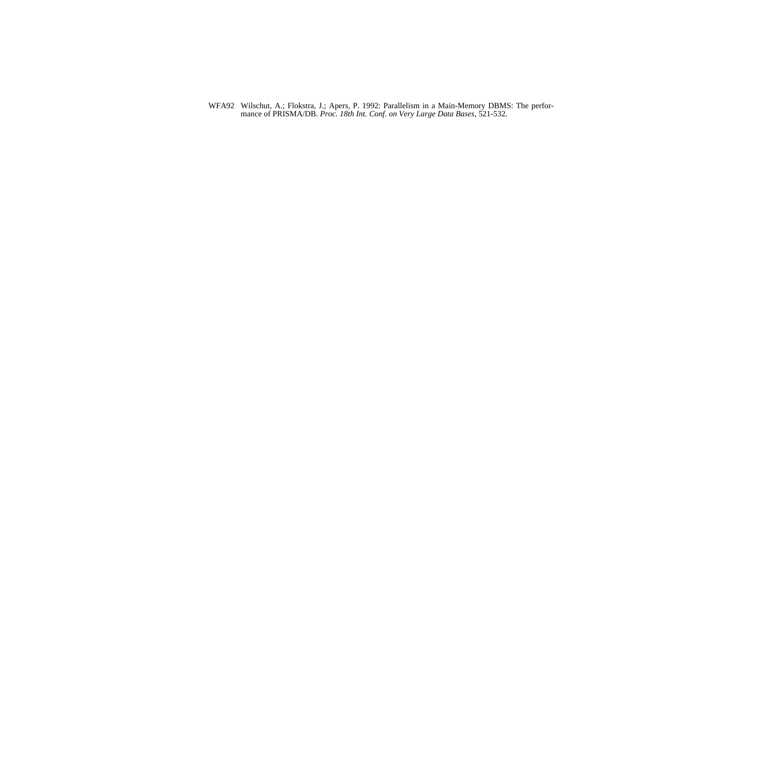WFA92 Wilschut, A.; Flokstra, J.; Apers, P. 1992: Parallelism in a Main-Memory DBMS: The performance of PRISMA/DB. *Proc. 18th Int. Conf. on Very Large Data Bases*, 521-532.